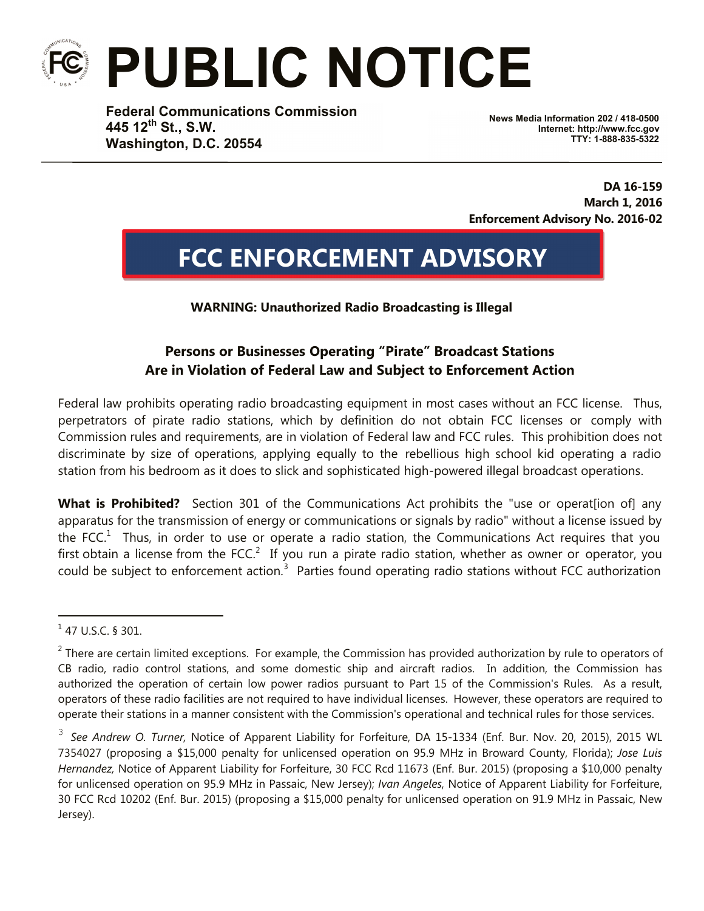# PUBLIC NOTICE

**Federal Communications Commission**
**445 12th St., S.W.**
**Washington, D.C. 20554**

**News Media Information 202 / 418-0500**
**Internet: http://www.fcc.gov**
**TTY: 1-888-835-5322**

**DA 16-159**
**March 1, 2016**
**Enforcement Advisory No. 2016-02**

## FCC ENFORCEMENT ADVISORY

**WARNING: Unauthorized Radio Broadcasting is Illegal**

### Persons or Businesses Operating "Pirate" Broadcast Stations Are in Violation of Federal Law and Subject to Enforcement Action

Federal law prohibits operating radio broadcasting equipment in most cases without an FCC license. Thus, perpetrators of pirate radio stations, which by definition do not obtain FCC licenses or comply with Commission rules and requirements, are in violation of Federal law and FCC rules. This prohibition does not discriminate by size of operations, applying equally to the rebellious high school kid operating a radio station from his bedroom as it does to slick and sophisticated high-powered illegal broadcast operations.

**What is Prohibited?** Section 301 of the Communications Act prohibits the "use or operat[ion of] any apparatus for the transmission of energy or communications or signals by radio" without a license issued by the FCC.[1] Thus, in order to use or operate a radio station, the Communications Act requires that you first obtain a license from the FCC.[2] If you run a pirate radio station, whether as owner or operator, you could be subject to enforcement action.[3] Parties found operating radio stations without FCC authorization

---

[1] 47 U.S.C. § 301.

[2] There are certain limited exceptions. For example, the Commission has provided authorization by rule to operators of CB radio, radio control stations, and some domestic ship and aircraft radios. In addition, the Commission has authorized the operation of certain low power radios pursuant to Part 15 of the Commission's Rules. As a result, operators of these radio facilities are not required to have individual licenses. However, these operators are required to operate their stations in a manner consistent with the Commission's operational and technical rules for those services.

[3] *See Andrew O. Turner,* Notice of Apparent Liability for Forfeiture, DA 15-1334 (Enf. Bur. Nov. 20, 2015), 2015 WL 7354027 (proposing a $15,000 penalty for unlicensed operation on 95.9 MHz in Broward County, Florida); *Jose Luis Hernandez,* Notice of Apparent Liability for Forfeiture, 30 FCC Rcd 11673 (Enf. Bur. 2015) (proposing a $10,000 penalty for unlicensed operation on 95.9 MHz in Passaic, New Jersey); *Ivan Angeles*, Notice of Apparent Liability for Forfeiture, 30 FCC Rcd 10202 (Enf. Bur. 2015) (proposing a $15,000 penalty for unlicensed operation on 91.9 MHz in Passaic, New Jersey).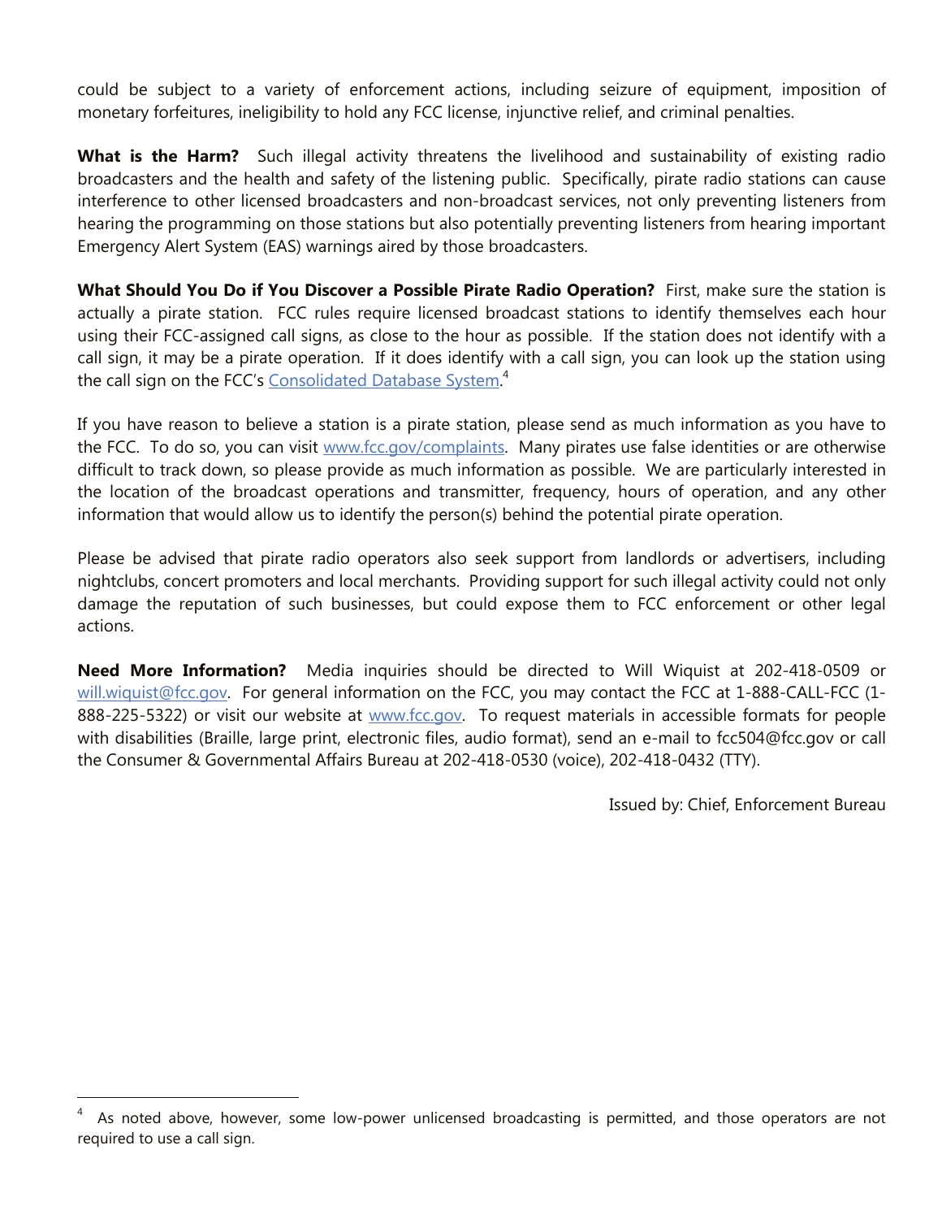could be subject to a variety of enforcement actions, including seizure of equipment, imposition of monetary forfeitures, ineligibility to hold any FCC license, injunctive relief, and criminal penalties.

**What is the Harm?** Such illegal activity threatens the livelihood and sustainability of existing radio broadcasters and the health and safety of the listening public. Specifically, pirate radio stations can cause interference to other licensed broadcasters and non-broadcast services, not only preventing listeners from hearing the programming on those stations but also potentially preventing listeners from hearing important Emergency Alert System (EAS) warnings aired by those broadcasters.

**What Should You Do if You Discover a Possible Pirate Radio Operation?** First, make sure the station is actually a pirate station. FCC rules require licensed broadcast stations to identify themselves each hour using their FCC-assigned call signs, as close to the hour as possible. If the station does not identify with a call sign, it may be a pirate operation. If it does identify with a call sign, you can look up the station using the call sign on the FCC's Consolidated Database System.[4]

If you have reason to believe a station is a pirate station, please send as much information as you have to the FCC. To do so, you can visit www.fcc.gov/complaints. Many pirates use false identities or are otherwise difficult to track down, so please provide as much information as possible. We are particularly interested in the location of the broadcast operations and transmitter, frequency, hours of operation, and any other information that would allow us to identify the person(s) behind the potential pirate operation.

Please be advised that pirate radio operators also seek support from landlords or advertisers, including nightclubs, concert promoters and local merchants. Providing support for such illegal activity could not only damage the reputation of such businesses, but could expose them to FCC enforcement or other legal actions.

**Need More Information?** Media inquiries should be directed to Will Wiquist at 202-418-0509 or will.wiquist@fcc.gov. For general information on the FCC, you may contact the FCC at 1-888-CALL-FCC (1-888-225-5322) or visit our website at www.fcc.gov. To request materials in accessible formats for people with disabilities (Braille, large print, electronic files, audio format), send an e-mail to fcc504@fcc.gov or call the Consumer & Governmental Affairs Bureau at 202-418-0530 (voice), 202-418-0432 (TTY).

Issued by: Chief, Enforcement Bureau

[4] As noted above, however, some low-power unlicensed broadcasting is permitted, and those operators are not required to use a call sign.